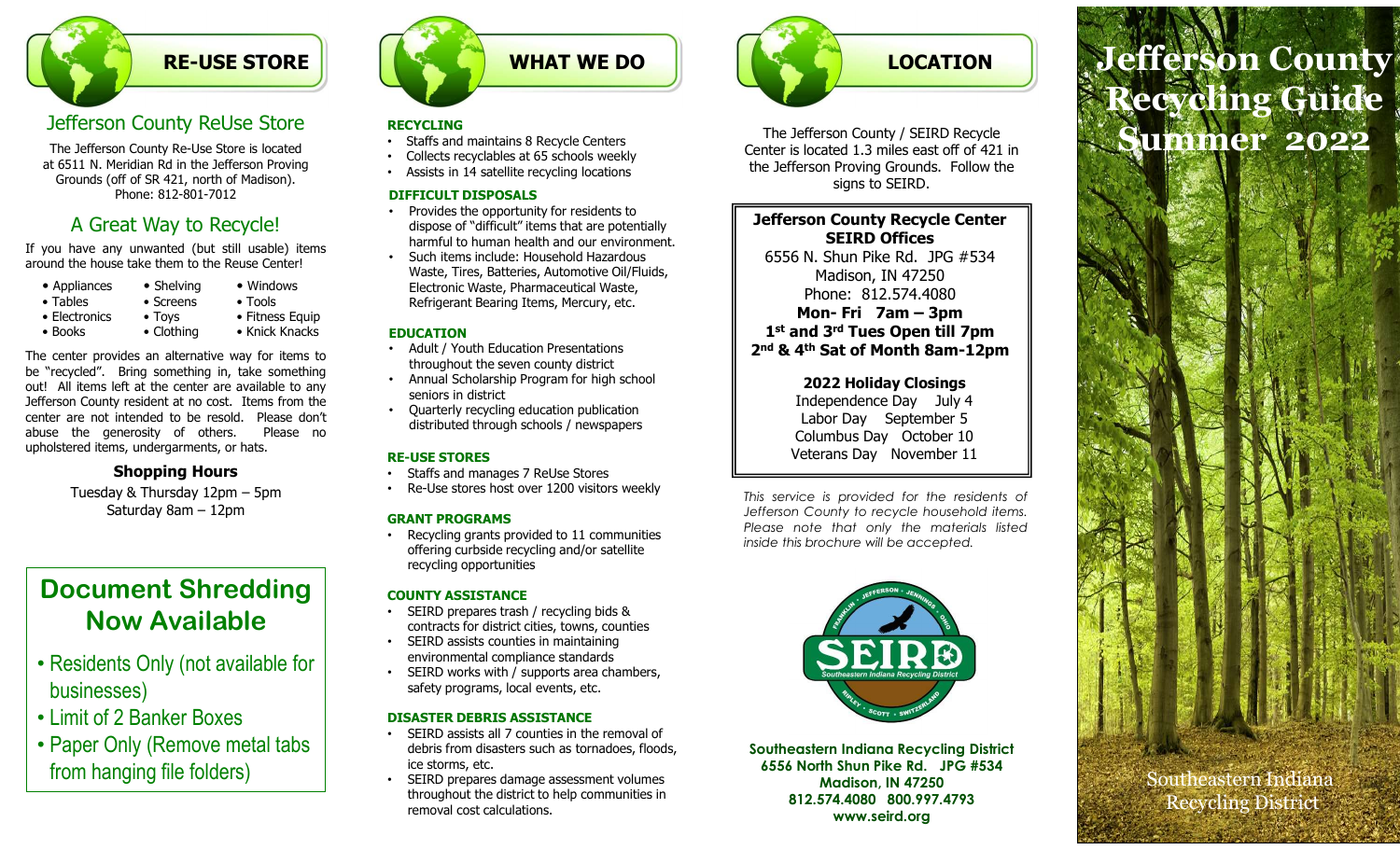## RE-USE STORE

### Jefferson County ReUse Store

The Jefferson County Re-Use Store is located at 6511 N. Meridian Rd in the Jefferson Proving Grounds (off of SR 421, north of Madison). Phone: 812-801-7012

### A Great Way to Recycle!

If you have any unwanted (but still usable) items around the house take them to the Reuse Center!

- Appliances
- Tables
- Electronics
- Books
- Shelving
- Screens
- Toys
- Clothing
- Windows
- Tools
- Fitness Equip
- Knick Knacks

The center provides an alternative way for items to be "recycled". Bring something in, take something out! All items left at the center are available to any Jefferson County resident at no cost. Items from the center are not intended to be resold. Please don't abuse the generosity of others. Please no upholstered items, undergarments, or hats.

**Shopping Hours**

Tuesday & Thursday 12pm – 5pm
Saturday 8am – 12pm

### Document Shredding Now Available

- Residents Only (not available for businesses)
- Limit of 2 Banker Boxes
- Paper Only (Remove metal tabs from hanging file folders)

## WHAT WE DO

**RECYCLING**

- Staffs and maintains 8 Recycle Centers
- Collects recyclables at 65 schools weekly
- Assists in 14 satellite recycling locations

**DIFFICULT DISPOSALS**

- Provides the opportunity for residents to dispose of "difficult" items that are potentially harmful to human health and our environment.
- Such items include: Household Hazardous Waste, Tires, Batteries, Automotive Oil/Fluids, Electronic Waste, Pharmaceutical Waste, Refrigerant Bearing Items, Mercury, etc.

**EDUCATION**

- Adult / Youth Education Presentations throughout the seven county district
- Annual Scholarship Program for high school seniors in district
- Quarterly recycling education publication distributed through schools / newspapers

**RE-USE STORES**

- Staffs and manages 7 ReUse Stores
- Re-Use stores host over 1200 visitors weekly

**GRANT PROGRAMS**

- Recycling grants provided to 11 communities offering curbside recycling and/or satellite recycling opportunities

**COUNTY ASSISTANCE**

- SEIRD prepares trash / recycling bids & contracts for district cities, towns, counties
- SEIRD assists counties in maintaining environmental compliance standards
- SEIRD works with / supports area chambers, safety programs, local events, etc.

**DISASTER DEBRIS ASSISTANCE**

- SEIRD assists all 7 counties in the removal of debris from disasters such as tornadoes, floods, ice storms, etc.
- SEIRD prepares damage assessment volumes throughout the district to help communities in removal cost calculations.

## LOCATION

The Jefferson County / SEIRD Recycle Center is located 1.3 miles east off of 421 in the Jefferson Proving Grounds. Follow the signs to SEIRD.

**Jefferson County Recycle Center**
**SEIRD Offices**
6556 N. Shun Pike Rd. JPG #534
Madison, IN 47250
Phone: 812.574.4080
**Mon- Fri 7am – 3pm**
**1st and 3rd Tues Open till 7pm**
**2nd & 4th Sat of Month 8am-12pm**

**2022 Holiday Closings**
Independence Day July 4
Labor Day September 5
Columbus Day October 10
Veterans Day November 11

*This service is provided for the residents of Jefferson County to recycle household items. Please note that only the materials listed inside this brochure will be accepted.*

**Southeastern Indiana Recycling District**
**6556 North Shun Pike Rd. JPG #534**
**Madison, IN 47250**
**812.574.4080 800.997.4793**
**www.seird.org**

# Jefferson County Recycling Guide Summer 2022

Southeastern Indiana Recycling District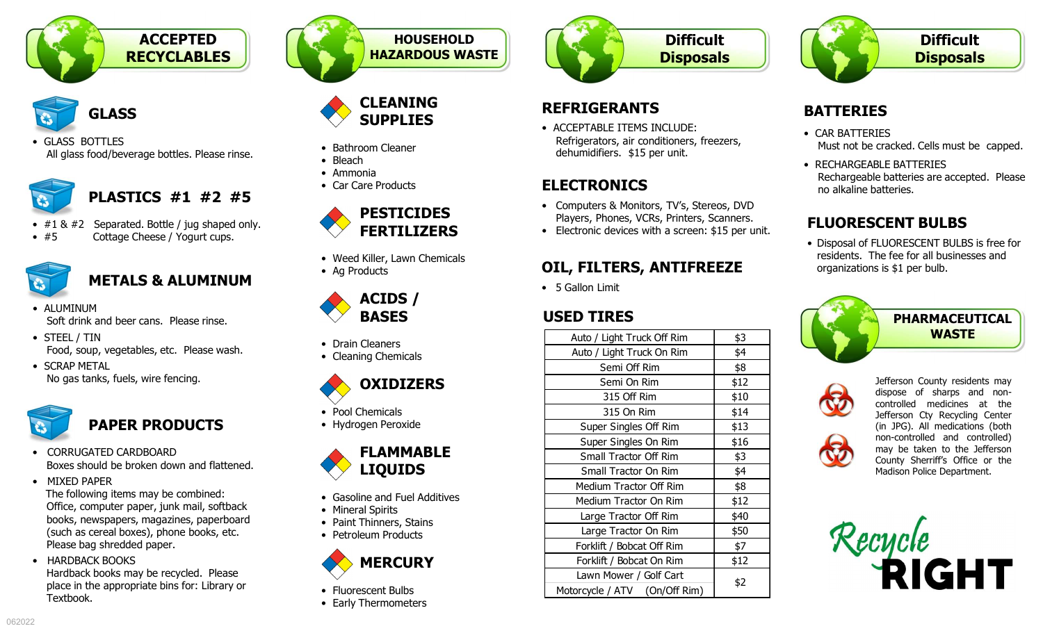# ACCEPTED RECYCLABLES

## GLASS

- GLASS BOTTLES
  All glass food/beverage bottles. Please rinse.

## PLASTICS #1 #2 #5

- #1 & #2 Separated. Bottle / jug shaped only.
- #5 Cottage Cheese / Yogurt cups.

## METALS & ALUMINUM

- ALUMINUM
  Soft drink and beer cans. Please rinse.
- STEEL / TIN
  Food, soup, vegetables, etc. Please wash.
- SCRAP METAL
  No gas tanks, fuels, wire fencing.

## PAPER PRODUCTS

- CORRUGATED CARDBOARD
  Boxes should be broken down and flattened.
- MIXED PAPER
  The following items may be combined: Office, computer paper, junk mail, softback books, newspapers, magazines, paperboard (such as cereal boxes), phone books, etc. Please bag shredded paper.
- HARDBACK BOOKS
  Hardback books may be recycled. Please place in the appropriate bins for: Library or Textbook.

# HOUSEHOLD HAZARDOUS WASTE

## CLEANING SUPPLIES

- Bathroom Cleaner
- Bleach
- Ammonia
- Car Care Products

## PESTICIDES FERTILIZERS

- Weed Killer, Lawn Chemicals
- Ag Products

## ACIDS / BASES

- Drain Cleaners
- Cleaning Chemicals

## OXIDIZERS

- Pool Chemicals
- Hydrogen Peroxide

## FLAMMABLE LIQUIDS

- Gasoline and Fuel Additives
- Mineral Spirits
- Paint Thinners, Stains
- Petroleum Products

## MERCURY

- Fluorescent Bulbs
- Early Thermometers

# Difficult Disposals

## REFRIGERANTS

- ACCEPTABLE ITEMS INCLUDE:
  Refrigerators, air conditioners, freezers, dehumidifiers. $15 per unit.

## ELECTRONICS

- Computers & Monitors, TV's, Stereos, DVD Players, Phones, VCRs, Printers, Scanners.
- Electronic devices with a screen: $15 per unit.

## OIL, FILTERS, ANTIFREEZE

- 5 Gallon Limit

## USED TIRES

| | |
|---|---|
| Auto / Light Truck Off Rim | $3 |
| Auto / Light Truck On Rim | $4 |
| Semi Off Rim | $8 |
| Semi On Rim | $12 |
| 315 Off Rim | $10 |
| 315 On Rim | $14 |
| Super Singles Off Rim | $13 |
| Super Singles On Rim | $16 |
| Small Tractor Off Rim | $3 |
| Small Tractor On Rim | $4 |
| Medium Tractor Off Rim | $8 |
| Medium Tractor On Rim | $12 |
| Large Tractor Off Rim | $40 |
| Large Tractor On Rim | $50 |
| Forklift / Bobcat Off Rim | $7 |
| Forklift / Bobcat On Rim | $12 |
| Lawn Mower / Golf Cart<br>Motorcycle / ATV (On/Off Rim) | $2 |

# Difficult Disposals

## BATTERIES

- CAR BATTERIES
  Must not be cracked. Cells must be capped.
- RECHARGEABLE BATTERIES
  Rechargeable batteries are accepted. Please no alkaline batteries.

## FLUORESCENT BULBS

- Disposal of FLUORESCENT BULBS is free for residents. The fee for all businesses and organizations is $1 per bulb.

# PHARMACEUTICAL WASTE

Jefferson County residents may dispose of sharps and non-controlled medicines at the Jefferson Cty Recycling Center (in JPG). All medications (both non-controlled and controlled) may be taken to the Jefferson County Sherriff's Office or the Madison Police Department.

Recycle RIGHT

062022